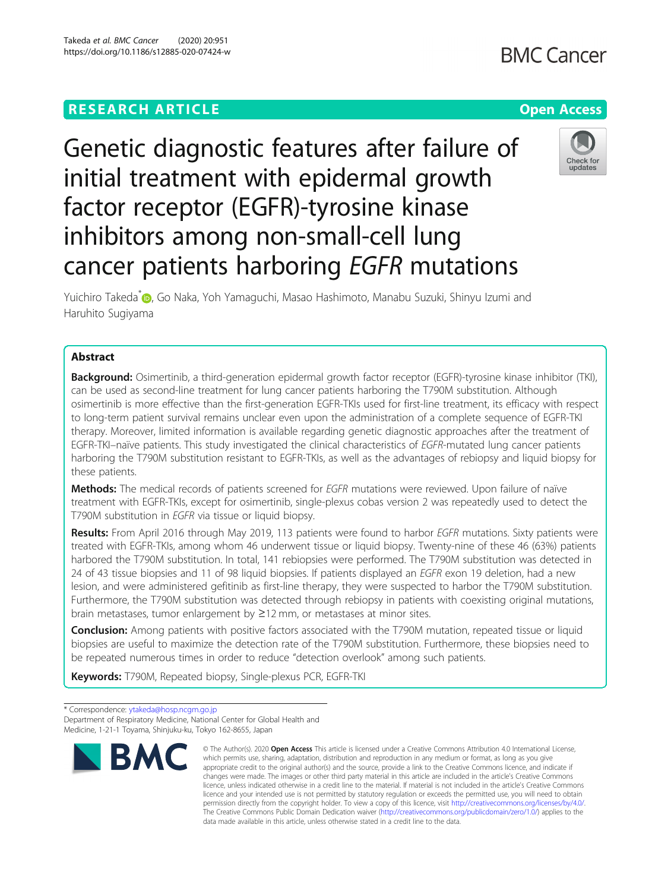RESEARCH ARTICLE

Open Access

# Genetic diagnostic features after failure of initial treatment with epidermal growth factor receptor (EGFR)-tyrosine kinase inhibitors among non-small-cell lung cancer patients harboring *EGFR* mutations

Yuichiro Takeda*, Go Naka, Yoh Yamaguchi, Masao Hashimoto, Manabu Suzuki, Shinyu Izumi and Haruhito Sugiyama

## Abstract

**Background:** Osimertinib, a third-generation epidermal growth factor receptor (EGFR)-tyrosine kinase inhibitor (TKI), can be used as second-line treatment for lung cancer patients harboring the T790M substitution. Although osimertinib is more effective than the first-generation EGFR-TKIs used for first-line treatment, its efficacy with respect to long-term patient survival remains unclear even upon the administration of a complete sequence of EGFR-TKI therapy. Moreover, limited information is available regarding genetic diagnostic approaches after the treatment of EGFR-TKI–naïve patients. This study investigated the clinical characteristics of *EGFR*-mutated lung cancer patients harboring the T790M substitution resistant to EGFR-TKIs, as well as the advantages of rebiopsy and liquid biopsy for these patients.

**Methods:** The medical records of patients screened for *EGFR* mutations were reviewed. Upon failure of naïve treatment with EGFR-TKIs, except for osimertinib, single-plexus cobas version 2 was repeatedly used to detect the T790M substitution in *EGFR* via tissue or liquid biopsy.

**Results:** From April 2016 through May 2019, 113 patients were found to harbor *EGFR* mutations. Sixty patients were treated with EGFR-TKIs, among whom 46 underwent tissue or liquid biopsy. Twenty-nine of these 46 (63%) patients harbored the T790M substitution. In total, 141 rebiopsies were performed. The T790M substitution was detected in 24 of 43 tissue biopsies and 11 of 98 liquid biopsies. If patients displayed an *EGFR* exon 19 deletion, had a new lesion, and were administered gefitinib as first-line therapy, they were suspected to harbor the T790M substitution. Furthermore, the T790M substitution was detected through rebiopsy in patients with coexisting original mutations, brain metastases, tumor enlargement by ≥12 mm, or metastases at minor sites.

**Conclusion:** Among patients with positive factors associated with the T790M mutation, repeated tissue or liquid biopsies are useful to maximize the detection rate of the T790M substitution. Furthermore, these biopsies need to be repeated numerous times in order to reduce "detection overlook" among such patients.

**Keywords:** T790M, Repeated biopsy, Single-plexus PCR, EGFR-TKI

\* Correspondence: ytakeda@hosp.ncgm.go.jp
Department of Respiratory Medicine, National Center for Global Health and Medicine, 1-21-1 Toyama, Shinjuku-ku, Tokyo 162-8655, Japan

© The Author(s). 2020 **Open Access** This article is licensed under a Creative Commons Attribution 4.0 International License, which permits use, sharing, adaptation, distribution and reproduction in any medium or format, as long as you give appropriate credit to the original author(s) and the source, provide a link to the Creative Commons licence, and indicate if changes were made. The images or other third party material in this article are included in the article's Creative Commons licence, unless indicated otherwise in a credit line to the material. If material is not included in the article's Creative Commons licence and your intended use is not permitted by statutory regulation or exceeds the permitted use, you will need to obtain permission directly from the copyright holder. To view a copy of this licence, visit http://creativecommons.org/licenses/by/4.0/. The Creative Commons Public Domain Dedication waiver (http://creativecommons.org/publicdomain/zero/1.0/) applies to the data made available in this article, unless otherwise stated in a credit line to the data.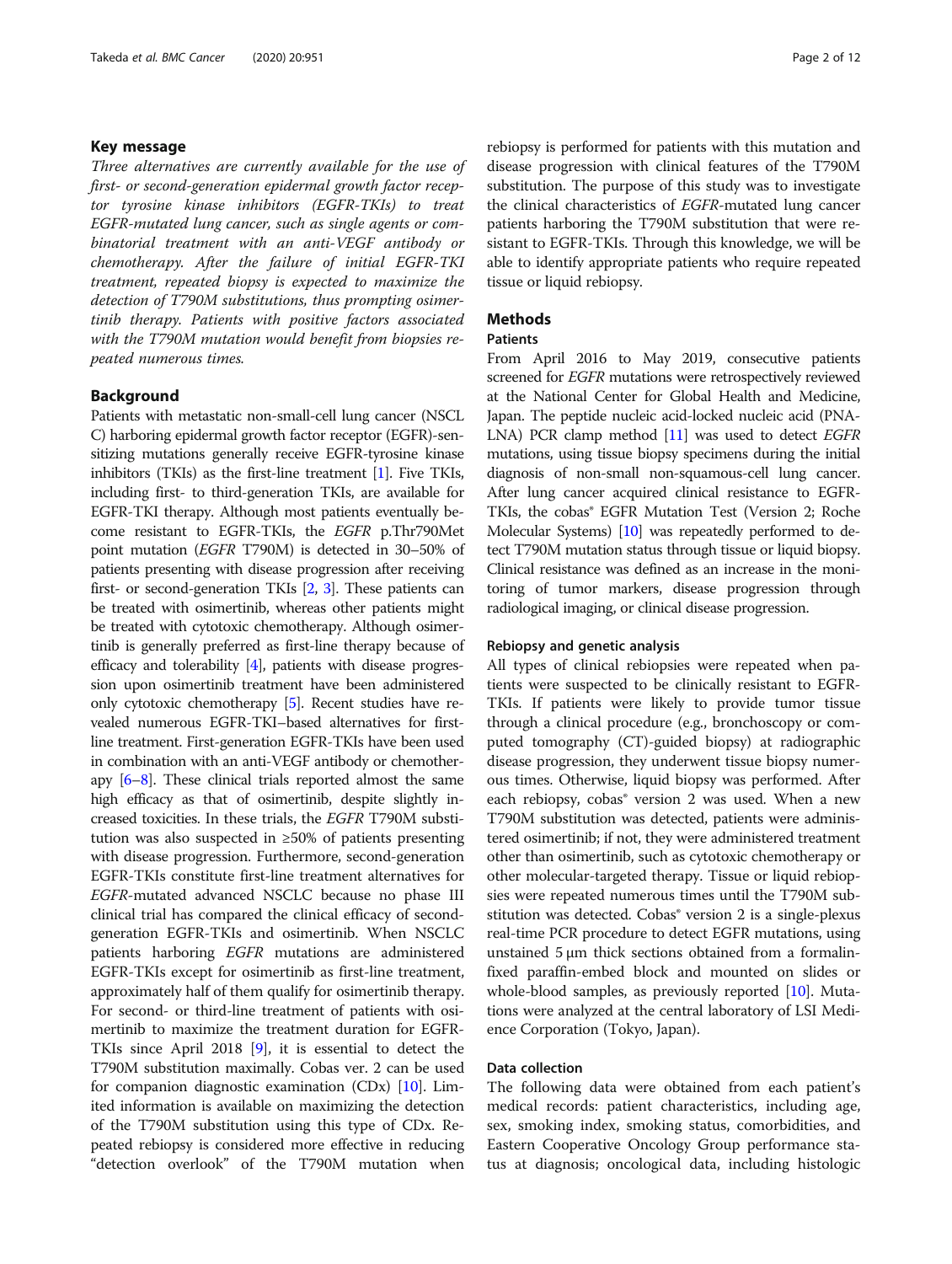## Key message

*Three alternatives are currently available for the use of first- or second-generation epidermal growth factor receptor tyrosine kinase inhibitors (EGFR-TKIs) to treat EGFR-mutated lung cancer, such as single agents or combinatorial treatment with an anti-VEGF antibody or chemotherapy. After the failure of initial EGFR-TKI treatment, repeated biopsy is expected to maximize the detection of T790M substitutions, thus prompting osimertinib therapy. Patients with positive factors associated with the T790M mutation would benefit from biopsies repeated numerous times.*

## Background

Patients with metastatic non-small-cell lung cancer (NSCLC) harboring epidermal growth factor receptor (EGFR)-sensitizing mutations generally receive EGFR-tyrosine kinase inhibitors (TKIs) as the first-line treatment [1]. Five TKIs, including first- to third-generation TKIs, are available for EGFR-TKI therapy. Although most patients eventually become resistant to EGFR-TKIs, the *EGFR* p.Thr790Met point mutation (*EGFR* T790M) is detected in 30–50% of patients presenting with disease progression after receiving first- or second-generation TKIs [2, 3]. These patients can be treated with osimertinib, whereas other patients might be treated with cytotoxic chemotherapy. Although osimertinib is generally preferred as first-line therapy because of efficacy and tolerability [4], patients with disease progression upon osimertinib treatment have been administered only cytotoxic chemotherapy [5]. Recent studies have revealed numerous EGFR-TKI–based alternatives for first-line treatment. First-generation EGFR-TKIs have been used in combination with an anti-VEGF antibody or chemotherapy [6–8]. These clinical trials reported almost the same high efficacy as that of osimertinib, despite slightly increased toxicities. In these trials, the *EGFR* T790M substitution was also suspected in ≥50% of patients presenting with disease progression. Furthermore, second-generation EGFR-TKIs constitute first-line treatment alternatives for *EGFR*-mutated advanced NSCLC because no phase III clinical trial has compared the clinical efficacy of second-generation EGFR-TKIs and osimertinib. When NSCLC patients harboring *EGFR* mutations are administered EGFR-TKIs except for osimertinib as first-line treatment, approximately half of them qualify for osimertinib therapy. For second- or third-line treatment of patients with osimertinib to maximize the treatment duration for EGFR-TKIs since April 2018 [9], it is essential to detect the T790M substitution maximally. Cobas ver. 2 can be used for companion diagnostic examination (CDx) [10]. Limited information is available on maximizing the detection of the T790M substitution using this type of CDx. Repeated rebiopsy is considered more effective in reducing "detection overlook" of the T790M mutation when rebiopsy is performed for patients with this mutation and disease progression with clinical features of the T790M substitution. The purpose of this study was to investigate the clinical characteristics of *EGFR*-mutated lung cancer patients harboring the T790M substitution that were resistant to EGFR-TKIs. Through this knowledge, we will be able to identify appropriate patients who require repeated tissue or liquid rebiopsy.

## Methods

### Patients

From April 2016 to May 2019, consecutive patients screened for *EGFR* mutations were retrospectively reviewed at the National Center for Global Health and Medicine, Japan. The peptide nucleic acid-locked nucleic acid (PNA-LNA) PCR clamp method [11] was used to detect *EGFR* mutations, using tissue biopsy specimens during the initial diagnosis of non-small non-squamous-cell lung cancer. After lung cancer acquired clinical resistance to EGFR-TKIs, the cobas® EGFR Mutation Test (Version 2; Roche Molecular Systems) [10] was repeatedly performed to detect T790M mutation status through tissue or liquid biopsy. Clinical resistance was defined as an increase in the monitoring of tumor markers, disease progression through radiological imaging, or clinical disease progression.

### Rebiopsy and genetic analysis

All types of clinical rebiopsies were repeated when patients were suspected to be clinically resistant to EGFR-TKIs. If patients were likely to provide tumor tissue through a clinical procedure (e.g., bronchoscopy or computed tomography (CT)-guided biopsy) at radiographic disease progression, they underwent tissue biopsy numerous times. Otherwise, liquid biopsy was performed. After each rebiopsy, cobas® version 2 was used. When a new T790M substitution was detected, patients were administered osimertinib; if not, they were administered treatment other than osimertinib, such as cytotoxic chemotherapy or other molecular-targeted therapy. Tissue or liquid rebiopsies were repeated numerous times until the T790M substitution was detected. Cobas® version 2 is a single-plexus real-time PCR procedure to detect EGFR mutations, using unstained 5 μm thick sections obtained from a formalin-fixed paraffin-embed block and mounted on slides or whole-blood samples, as previously reported [10]. Mutations were analyzed at the central laboratory of LSI Medience Corporation (Tokyo, Japan).

### Data collection

The following data were obtained from each patient's medical records: patient characteristics, including age, sex, smoking index, smoking status, comorbidities, and Eastern Cooperative Oncology Group performance status at diagnosis; oncological data, including histologic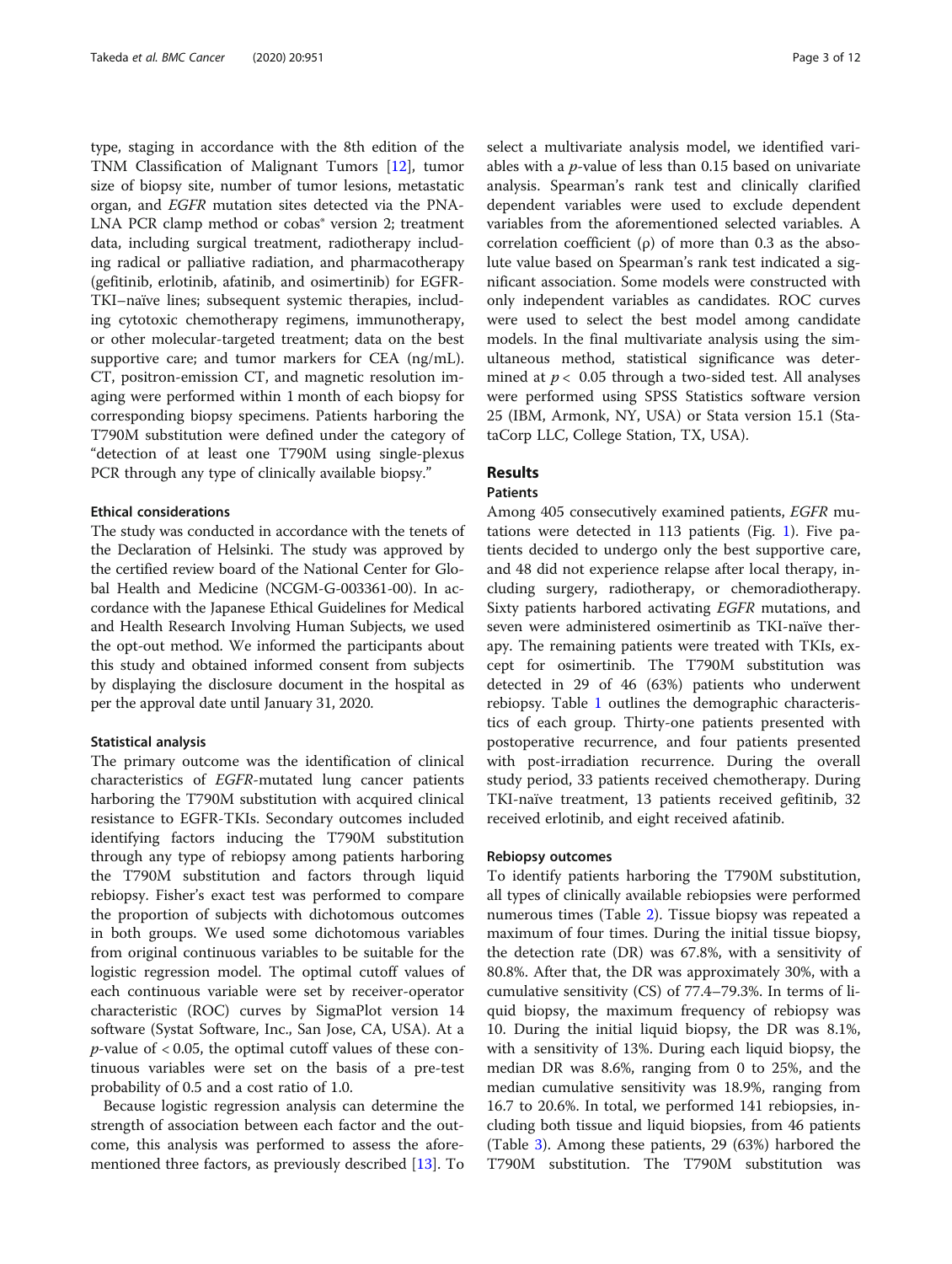type, staging in accordance with the 8th edition of the TNM Classification of Malignant Tumors [12], tumor size of biopsy site, number of tumor lesions, metastatic organ, and *EGFR* mutation sites detected via the PNA-LNA PCR clamp method or cobas® version 2; treatment data, including surgical treatment, radiotherapy including radical or palliative radiation, and pharmacotherapy (gefitinib, erlotinib, afatinib, and osimertinib) for EGFR-TKI–naïve lines; subsequent systemic therapies, including cytotoxic chemotherapy regimens, immunotherapy, or other molecular-targeted treatment; data on the best supportive care; and tumor markers for CEA (ng/mL). CT, positron-emission CT, and magnetic resolution imaging were performed within 1 month of each biopsy for corresponding biopsy specimens. Patients harboring the T790M substitution were defined under the category of "detection of at least one T790M using single-plexus PCR through any type of clinically available biopsy."

#### Ethical considerations

The study was conducted in accordance with the tenets of the Declaration of Helsinki. The study was approved by the certified review board of the National Center for Global Health and Medicine (NCGM-G-003361-00). In accordance with the Japanese Ethical Guidelines for Medical and Health Research Involving Human Subjects, we used the opt-out method. We informed the participants about this study and obtained informed consent from subjects by displaying the disclosure document in the hospital as per the approval date until January 31, 2020.

#### Statistical analysis

The primary outcome was the identification of clinical characteristics of *EGFR*-mutated lung cancer patients harboring the T790M substitution with acquired clinical resistance to EGFR-TKIs. Secondary outcomes included identifying factors inducing the T790M substitution through any type of rebiopsy among patients harboring the T790M substitution and factors through liquid rebiopsy. Fisher's exact test was performed to compare the proportion of subjects with dichotomous outcomes in both groups. We used some dichotomous variables from original continuous variables to be suitable for the logistic regression model. The optimal cutoff values of each continuous variable were set by receiver-operator characteristic (ROC) curves by SigmaPlot version 14 software (Systat Software, Inc., San Jose, CA, USA). At a $p$-value of $< 0.05$, the optimal cutoff values of these continuous variables were set on the basis of a pre-test probability of 0.5 and a cost ratio of 1.0.

Because logistic regression analysis can determine the strength of association between each factor and the outcome, this analysis was performed to assess the aforementioned three factors, as previously described [13]. To select a multivariate analysis model, we identified variables with a $p$-value of less than 0.15 based on univariate analysis. Spearman's rank test and clinically clarified dependent variables were used to exclude dependent variables from the aforementioned selected variables. A correlation coefficient ($\rho$) of more than 0.3 as the absolute value based on Spearman's rank test indicated a significant association. Some models were constructed with only independent variables as candidates. ROC curves were used to select the best model among candidate models. In the final multivariate analysis using the simultaneous method, statistical significance was determined at $p < 0.05$ through a two-sided test. All analyses were performed using SPSS Statistics software version 25 (IBM, Armonk, NY, USA) or Stata version 15.1 (StataCorp LLC, College Station, TX, USA).

## Results

### Patients

Among 405 consecutively examined patients, *EGFR* mutations were detected in 113 patients (Fig. 1). Five patients decided to undergo only the best supportive care, and 48 did not experience relapse after local therapy, including surgery, radiotherapy, or chemoradiotherapy. Sixty patients harbored activating *EGFR* mutations, and seven were administered osimertinib as TKI-naïve therapy. The remaining patients were treated with TKIs, except for osimertinib. The T790M substitution was detected in 29 of 46 (63%) patients who underwent rebiopsy. Table 1 outlines the demographic characteristics of each group. Thirty-one patients presented with postoperative recurrence, and four patients presented with post-irradiation recurrence. During the overall study period, 33 patients received chemotherapy. During TKI-naïve treatment, 13 patients received gefitinib, 32 received erlotinib, and eight received afatinib.

### Rebiopsy outcomes

To identify patients harboring the T790M substitution, all types of clinically available rebiopsies were performed numerous times (Table 2). Tissue biopsy was repeated a maximum of four times. During the initial tissue biopsy, the detection rate (DR) was 67.8%, with a sensitivity of 80.8%. After that, the DR was approximately 30%, with a cumulative sensitivity (CS) of 77.4–79.3%. In terms of liquid biopsy, the maximum frequency of rebiopsy was 10. During the initial liquid biopsy, the DR was 8.1%, with a sensitivity of 13%. During each liquid biopsy, the median DR was 8.6%, ranging from 0 to 25%, and the median cumulative sensitivity was 18.9%, ranging from 16.7 to 20.6%. In total, we performed 141 rebiopsies, including both tissue and liquid biopsies, from 46 patients (Table 3). Among these patients, 29 (63%) harbored the T790M substitution. The T790M substitution was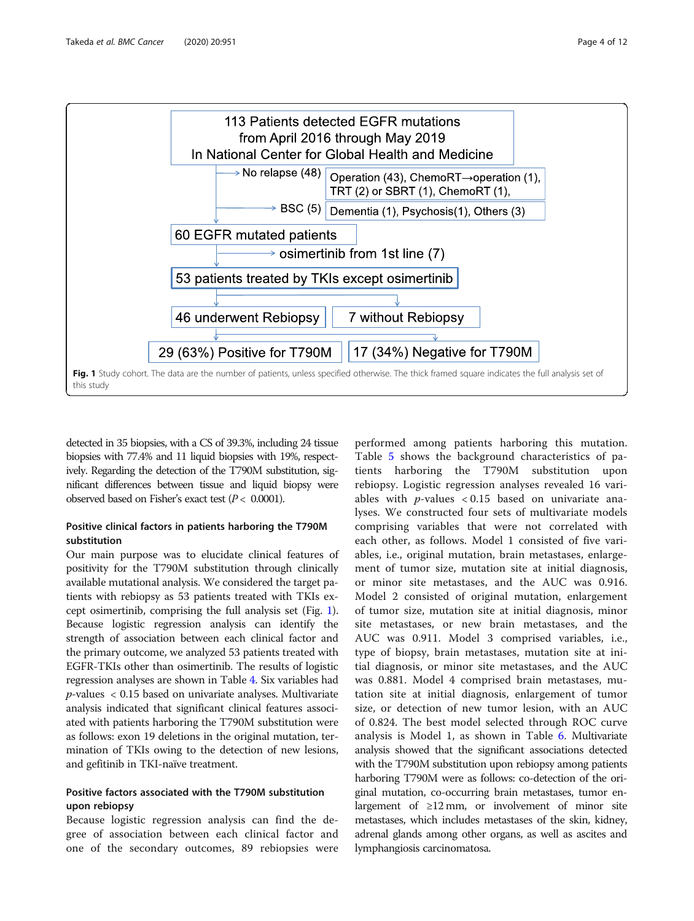113 Patients detected EGFR mutations from April 2016 through May 2019 In National Center for Global Health and Medicine

→ No relapse (48): Operation (43), ChemoRT→operation (1), TRT (2) or SBRT (1), ChemoRT (1),

→ BSC (5): Dementia (1), Psychosis(1), Others (3)

60 EGFR mutated patients

→ osimertinib from 1st line (7)

53 patients treated by TKIs except osimertinib

46 underwent Rebiopsy | 7 without Rebiopsy

29 (63%) Positive for T790M | 17 (34%) Negative for T790M

**Fig. 1** Study cohort. The data are the number of patients, unless specified otherwise. The thick framed square indicates the full analysis set of this study

detected in 35 biopsies, with a CS of 39.3%, including 24 tissue biopsies with 77.4% and 11 liquid biopsies with 19%, respectively. Regarding the detection of the T790M substitution, significant differences between tissue and liquid biopsy were observed based on Fisher's exact test ($P < 0.0001$).

### Positive clinical factors in patients harboring the T790M substitution

Our main purpose was to elucidate clinical features of positivity for the T790M substitution through clinically available mutational analysis. We considered the target patients with rebiopsy as 53 patients treated with TKIs except osimertinib, comprising the full analysis set (Fig. 1). Because logistic regression analysis can identify the strength of association between each clinical factor and the primary outcome, we analyzed 53 patients treated with EGFR-TKIs other than osimertinib. The results of logistic regression analyses are shown in Table 4. Six variables had $p$-values $< 0.15$ based on univariate analyses. Multivariate analysis indicated that significant clinical features associated with patients harboring the T790M substitution were as follows: exon 19 deletions in the original mutation, termination of TKIs owing to the detection of new lesions, and gefitinib in TKI-naïve treatment.

### Positive factors associated with the T790M substitution upon rebiopsy

Because logistic regression analysis can find the degree of association between each clinical factor and one of the secondary outcomes, 89 rebiopsies were performed among patients harboring this mutation. Table 5 shows the background characteristics of patients harboring the T790M substitution upon rebiopsy. Logistic regression analyses revealed 16 variables with $p$-values $< 0.15$ based on univariate analyses. We constructed four sets of multivariate models comprising variables that were not correlated with each other, as follows. Model 1 consisted of five variables, i.e., original mutation, brain metastases, enlargement of tumor size, mutation site at initial diagnosis, or minor site metastases, and the AUC was 0.916. Model 2 consisted of original mutation, enlargement of tumor size, mutation site at initial diagnosis, minor site metastases, or new brain metastases, and the AUC was 0.911. Model 3 comprised variables, i.e., type of biopsy, brain metastases, mutation site at initial diagnosis, or minor site metastases, and the AUC was 0.881. Model 4 comprised brain metastases, mutation site at initial diagnosis, enlargement of tumor size, or detection of new tumor lesion, with an AUC of 0.824. The best model selected through ROC curve analysis is Model 1, as shown in Table 6. Multivariate analysis showed that the significant associations detected with the T790M substitution upon rebiopsy among patients harboring T790M were as follows: co-detection of the original mutation, co-occurring brain metastases, tumor enlargement of ≥12 mm, or involvement of minor site metastases, which includes metastases of the skin, kidney, adrenal glands among other organs, as well as ascites and lymphangiosis carcinomatosa.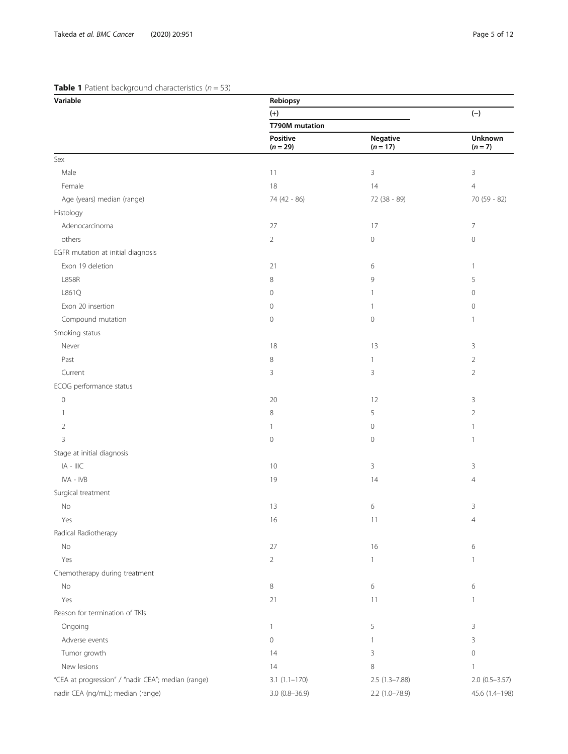**Table 1** Patient background characteristics ($n = 53$)

| Variable | Rebiopsy | | |
|---|---|---|---|
| | (+) | | (−) |
| | T790M mutation | | |
| | **Positive ($n = 29$)** | **Negative ($n = 17$)** | **Unknown ($n = 7$)** |
| Sex | | | |
| Male | 11 | 3 | 3 |
| Female | 18 | 14 | 4 |
| Age (years) median (range) | 74 (42 - 86) | 72 (38 - 89) | 70 (59 - 82) |
| Histology | | | |
| Adenocarcinoma | 27 | 17 | 7 |
| others | 2 | 0 | 0 |
| EGFR mutation at initial diagnosis | | | |
| Exon 19 deletion | 21 | 6 | 1 |
| L858R | 8 | 9 | 5 |
| L861Q | 0 | 1 | 0 |
| Exon 20 insertion | 0 | 1 | 0 |
| Compound mutation | 0 | 0 | 1 |
| Smoking status | | | |
| Never | 18 | 13 | 3 |
| Past | 8 | 1 | 2 |
| Current | 3 | 3 | 2 |
| ECOG performance status | | | |
| 0 | 20 | 12 | 3 |
| 1 | 8 | 5 | 2 |
| 2 | 1 | 0 | 1 |
| 3 | 0 | 0 | 1 |
| Stage at initial diagnosis | | | |
| IA - IIIC | 10 | 3 | 3 |
| IVA - IVB | 19 | 14 | 4 |
| Surgical treatment | | | |
| No | 13 | 6 | 3 |
| Yes | 16 | 11 | 4 |
| Radical Radiotherapy | | | |
| No | 27 | 16 | 6 |
| Yes | 2 | 1 | 1 |
| Chemotherapy during treatment | | | |
| No | 8 | 6 | 6 |
| Yes | 21 | 11 | 1 |
| Reason for termination of TKIs | | | |
| Ongoing | 1 | 5 | 3 |
| Adverse events | 0 | 1 | 3 |
| Tumor growth | 14 | 3 | 0 |
| New lesions | 14 | 8 | 1 |
| "CEA at progression" / "nadir CEA"; median (range) | 3.1 (1.1–170) | 2.5 (1.3–7.88) | 2.0 (0.5–3.57) |
| nadir CEA (ng/mL); median (range) | 3.0 (0.8–36.9) | 2.2 (1.0–78.9) | 45.6 (1.4–198) |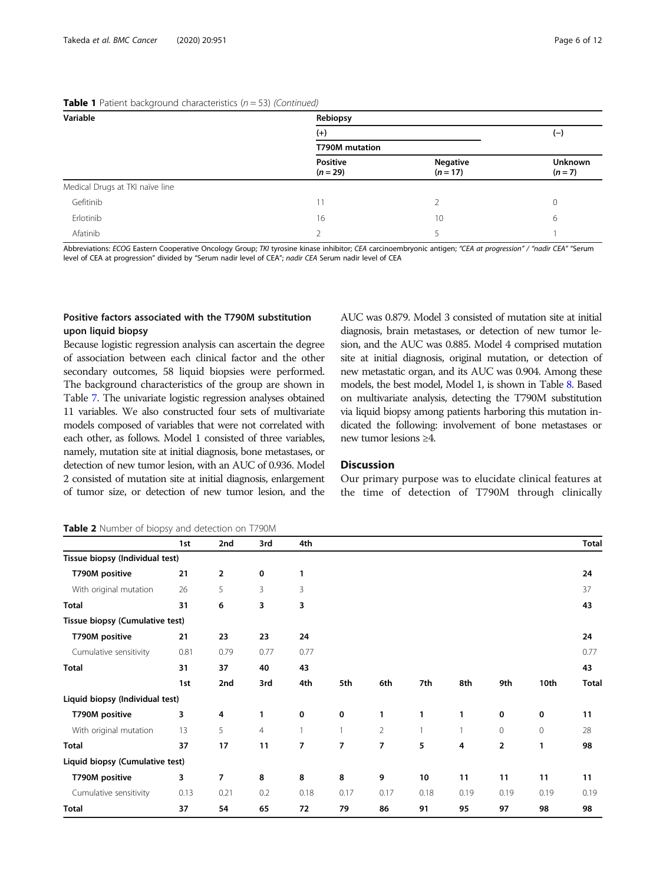**Table 1** Patient background characteristics (*n* = 53) *(Continued)*

| Variable | Rebiopsy | | |
|---|---|---|---|
| | (+) | | (−) |
| | T790M mutation | | |
| | Positive (*n* = 29) | Negative (*n* = 17) | Unknown (*n* = 7) |
| Medical Drugs at TKI naïve line | | | |
| Gefitinib | 11 | 2 | 0 |
| Erlotinib | 16 | 10 | 6 |
| Afatinib | 2 | 5 | 1 |

Abbreviations: *ECOG* Eastern Cooperative Oncology Group; *TKI* tyrosine kinase inhibitor; *CEA* carcinoembryonic antigen; *"CEA at progression" / "nadir CEA"* "Serum level of CEA at progression" divided by "Serum nadir level of CEA"; *nadir CEA* Serum nadir level of CEA

### Positive factors associated with the T790M substitution upon liquid biopsy

Because logistic regression analysis can ascertain the degree of association between each clinical factor and the other secondary outcomes, 58 liquid biopsies were performed. The background characteristics of the group are shown in Table 7. The univariate logistic regression analyses obtained 11 variables. We also constructed four sets of multivariate models composed of variables that were not correlated with each other, as follows. Model 1 consisted of three variables, namely, mutation site at initial diagnosis, bone metastases, or detection of new tumor lesion, with an AUC of 0.936. Model 2 consisted of mutation site at initial diagnosis, enlargement of tumor size, or detection of new tumor lesion, and the AUC was 0.879. Model 3 consisted of mutation site at initial diagnosis, brain metastases, or detection of new tumor lesion, and the AUC was 0.885. Model 4 comprised mutation site at initial diagnosis, original mutation, or detection of new metastatic organ, and its AUC was 0.904. Among these models, the best model, Model 1, is shown in Table 8. Based on multivariate analysis, detecting the T790M substitution via liquid biopsy among patients harboring this mutation indicated the following: involvement of bone metastases or new tumor lesions ≥4.

## Discussion

Our primary purpose was to elucidate clinical features at the time of detection of T790M through clinically

**Table 2** Number of biopsy and detection on T790M

| | 1st | 2nd | 3rd | 4th | | | | | | | Total |
|---|---|---|---|---|---|---|---|---|---|---|---|
| **Tissue biopsy (Individual test)** | | | | | | | | | | | |
| **T790M positive** | **21** | **2** | **0** | **1** | | | | | | | **24** |
| With original mutation | 26 | 5 | 3 | 3 | | | | | | | 37 |
| **Total** | **31** | **6** | **3** | **3** | | | | | | | **43** |
| **Tissue biopsy (Cumulative test)** | | | | | | | | | | | |
| **T790M positive** | **21** | **23** | **23** | **24** | | | | | | | **24** |
| Cumulative sensitivity | 0.81 | 0.79 | 0.77 | 0.77 | | | | | | | 0.77 |
| **Total** | **31** | **37** | **40** | **43** | | | | | | | **43** |
| | **1st** | **2nd** | **3rd** | **4th** | **5th** | **6th** | **7th** | **8th** | **9th** | **10th** | **Total** |
| **Liquid biopsy (Individual test)** | | | | | | | | | | | |
| **T790M positive** | **3** | **4** | **1** | **0** | **0** | **1** | **1** | **1** | **0** | **0** | **11** |
| With original mutation | 13 | 5 | 4 | 1 | 1 | 2 | 1 | 1 | 0 | 0 | 28 |
| **Total** | **37** | **17** | **11** | **7** | **7** | **7** | **5** | **4** | **2** | **1** | **98** |
| **Liquid biopsy (Cumulative test)** | | | | | | | | | | | |
| **T790M positive** | **3** | **7** | **8** | **8** | **8** | **9** | **10** | **11** | **11** | **11** | **11** |
| Cumulative sensitivity | 0.13 | 0.21 | 0.2 | 0.18 | 0.17 | 0.17 | 0.18 | 0.19 | 0.19 | 0.19 | 0.19 |
| **Total** | **37** | **54** | **65** | **72** | **79** | **86** | **91** | **95** | **97** | **98** | **98** |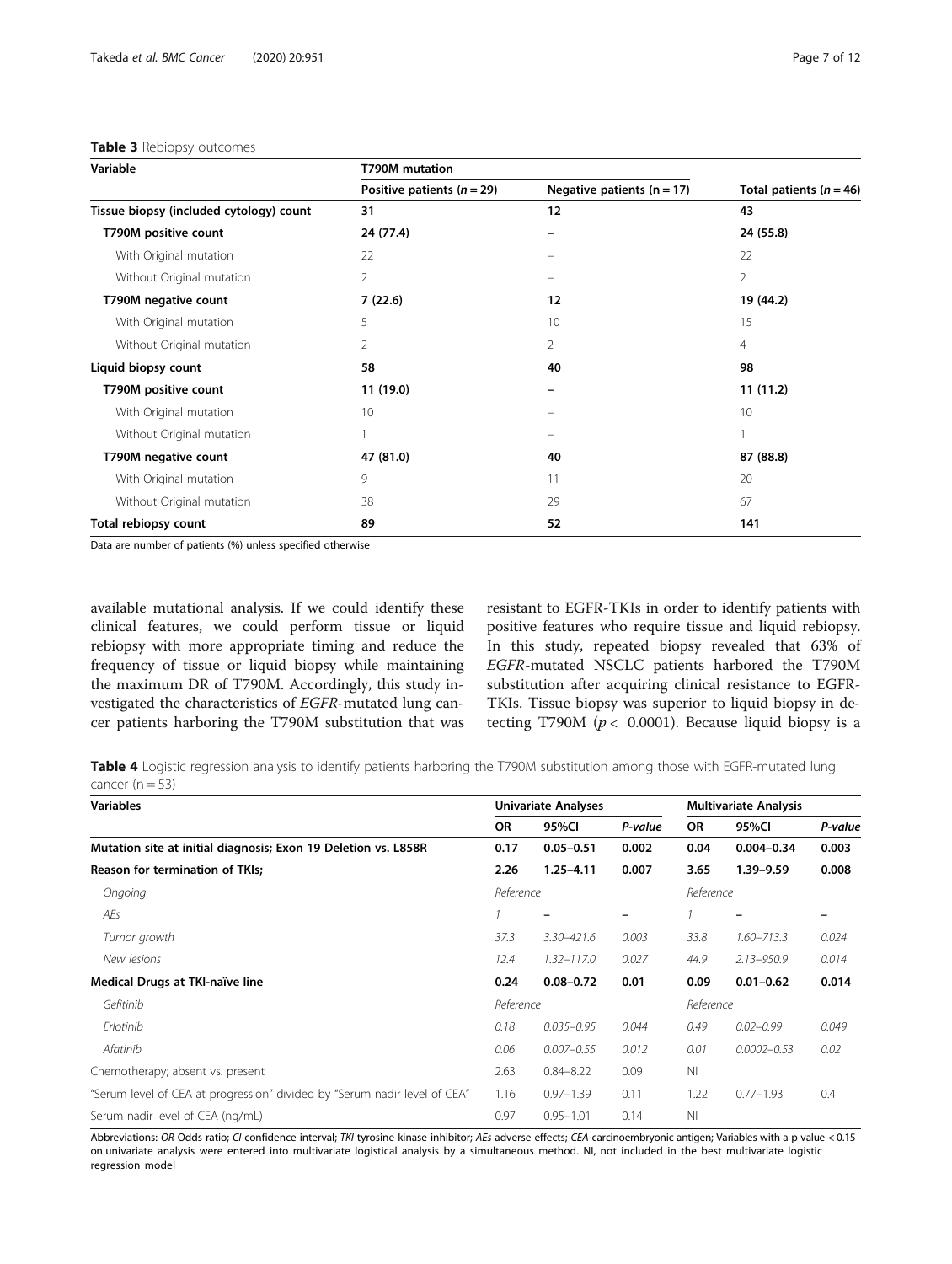**Table 3** Rebiopsy outcomes

| Variable | T790M mutation | | |
|---|---|---|---|
| | Positive patients ($n = 29$) | Negative patients ($n = 17$) | Total patients ($n = 46$) |
| **Tissue biopsy (included cytology) count** | **31** | **12** | **43** |
| **T790M positive count** | **24 (77.4)** | **–** | **24 (55.8)** |
| With Original mutation | 22 | – | 22 |
| Without Original mutation | 2 | – | 2 |
| **T790M negative count** | **7 (22.6)** | **12** | **19 (44.2)** |
| With Original mutation | 5 | 10 | 15 |
| Without Original mutation | 2 | 2 | 4 |
| **Liquid biopsy count** | **58** | **40** | **98** |
| **T790M positive count** | **11 (19.0)** | **–** | **11 (11.2)** |
| With Original mutation | 10 | – | 10 |
| Without Original mutation | 1 | – | 1 |
| **T790M negative count** | **47 (81.0)** | **40** | **87 (88.8)** |
| With Original mutation | 9 | 11 | 20 |
| Without Original mutation | 38 | 29 | 67 |
| **Total rebiopsy count** | **89** | **52** | **141** |

Data are number of patients (%) unless specified otherwise

available mutational analysis. If we could identify these clinical features, we could perform tissue or liquid rebiopsy with more appropriate timing and reduce the frequency of tissue or liquid biopsy while maintaining the maximum DR of T790M. Accordingly, this study investigated the characteristics of *EGFR*-mutated lung cancer patients harboring the T790M substitution that was resistant to EGFR-TKIs in order to identify patients with positive features who require tissue and liquid rebiopsy. In this study, repeated biopsy revealed that 63% of *EGFR*-mutated NSCLC patients harbored the T790M substitution after acquiring clinical resistance to EGFR-TKIs. Tissue biopsy was superior to liquid biopsy in detecting T790M ($p < 0.0001$). Because liquid biopsy is a

**Table 4** Logistic regression analysis to identify patients harboring the T790M substitution among those with EGFR-mutated lung cancer ($n = 53$)

| Variables | Univariate Analyses | | | Multivariate Analysis | | |
|---|---|---|---|---|---|---|
| | OR | 95%CI | *P*-value | OR | 95%CI | *P*-value |
| **Mutation site at initial diagnosis; Exon 19 Deletion vs. L858R** | **0.17** | **0.05–0.51** | **0.002** | **0.04** | **0.004–0.34** | **0.003** |
| **Reason for termination of TKIs;** | **2.26** | **1.25–4.11** | **0.007** | **3.65** | **1.39–9.59** | **0.008** |
| *Ongoing* | *Reference* | | | *Reference* | | |
| *AEs* | *1* | – | – | *1* | – | – |
| *Tumor growth* | *37.3* | *3.30–421.6* | *0.003* | *33.8* | *1.60–713.3* | *0.024* |
| *New lesions* | *12.4* | *1.32–117.0* | *0.027* | *44.9* | *2.13–950.9* | *0.014* |
| **Medical Drugs at TKI-naïve line** | **0.24** | **0.08–0.72** | **0.01** | **0.09** | **0.01–0.62** | **0.014** |
| *Gefitinib* | *Reference* | | | *Reference* | | |
| *Erlotinib* | *0.18* | *0.035–0.95* | *0.044* | *0.49* | *0.02–0.99* | *0.049* |
| *Afatinib* | *0.06* | *0.007–0.55* | *0.012* | *0.01* | *0.0002–0.53* | *0.02* |
| Chemotherapy; absent vs. present | 2.63 | 0.84–8.22 | 0.09 | NI | | |
| "Serum level of CEA at progression" divided by "Serum nadir level of CEA" | 1.16 | 0.97–1.39 | 0.11 | 1.22 | 0.77–1.93 | 0.4 |
| Serum nadir level of CEA (ng/mL) | 0.97 | 0.95–1.01 | 0.14 | NI | | |

Abbreviations: *OR* Odds ratio; *CI* confidence interval; *TKI* tyrosine kinase inhibitor; *AEs* adverse effects; *CEA* carcinoembryonic antigen; Variables with a p-value < 0.15 on univariate analysis were entered into multivariate logistical analysis by a simultaneous method. NI, not included in the best multivariate logistic regression model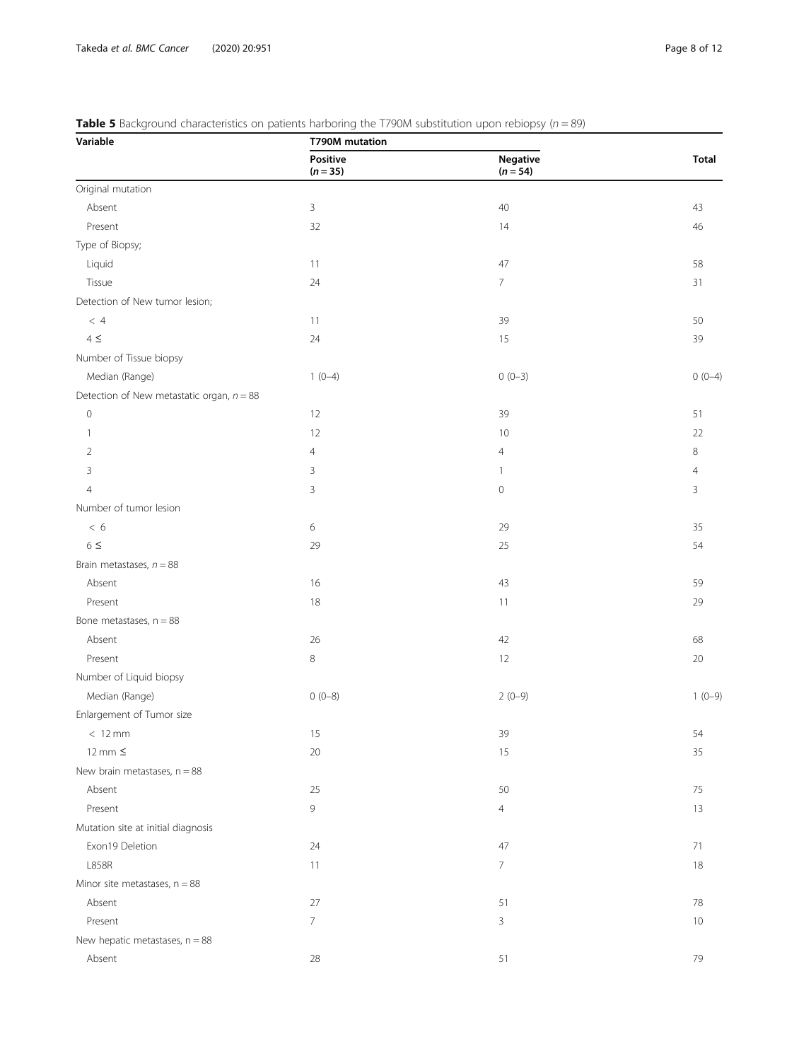**Table 5** Background characteristics on patients harboring the T790M substitution upon rebiopsy ($n = 89$)

| Variable | T790M mutation | | Total |
|---|---|---|---|
| | Positive ($n = 35$) | Negative ($n = 54$) | |
| Original mutation | | | |
| Absent | 3 | 40 | 43 |
| Present | 32 | 14 | 46 |
| Type of Biopsy; | | | |
| Liquid | 11 | 47 | 58 |
| Tissue | 24 | 7 | 31 |
| Detection of New tumor lesion; | | | |
| < 4 | 11 | 39 | 50 |
| 4 ≤ | 24 | 15 | 39 |
| Number of Tissue biopsy | | | |
| Median (Range) | 1 (0–4) | 0 (0–3) | 0 (0–4) |
| Detection of New metastatic organ, $n = 88$ | | | |
| 0 | 12 | 39 | 51 |
| 1 | 12 | 10 | 22 |
| 2 | 4 | 4 | 8 |
| 3 | 3 | 1 | 4 |
| 4 | 3 | 0 | 3 |
| Number of tumor lesion | | | |
| < 6 | 6 | 29 | 35 |
| 6 ≤ | 29 | 25 | 54 |
| Brain metastases, $n = 88$ | | | |
| Absent | 16 | 43 | 59 |
| Present | 18 | 11 | 29 |
| Bone metastases, $n = 88$ | | | |
| Absent | 26 | 42 | 68 |
| Present | 8 | 12 | 20 |
| Number of Liquid biopsy | | | |
| Median (Range) | 0 (0–8) | 2 (0–9) | 1 (0–9) |
| Enlargement of Tumor size | | | |
| < 12 mm | 15 | 39 | 54 |
| 12 mm ≤ | 20 | 15 | 35 |
| New brain metastases, $n = 88$ | | | |
| Absent | 25 | 50 | 75 |
| Present | 9 | 4 | 13 |
| Mutation site at initial diagnosis | | | |
| Exon19 Deletion | 24 | 47 | 71 |
| L858R | 11 | 7 | 18 |
| Minor site metastases, $n = 88$ | | | |
| Absent | 27 | 51 | 78 |
| Present | 7 | 3 | 10 |
| New hepatic metastases, $n = 88$ | | | |
| Absent | 28 | 51 | 79 |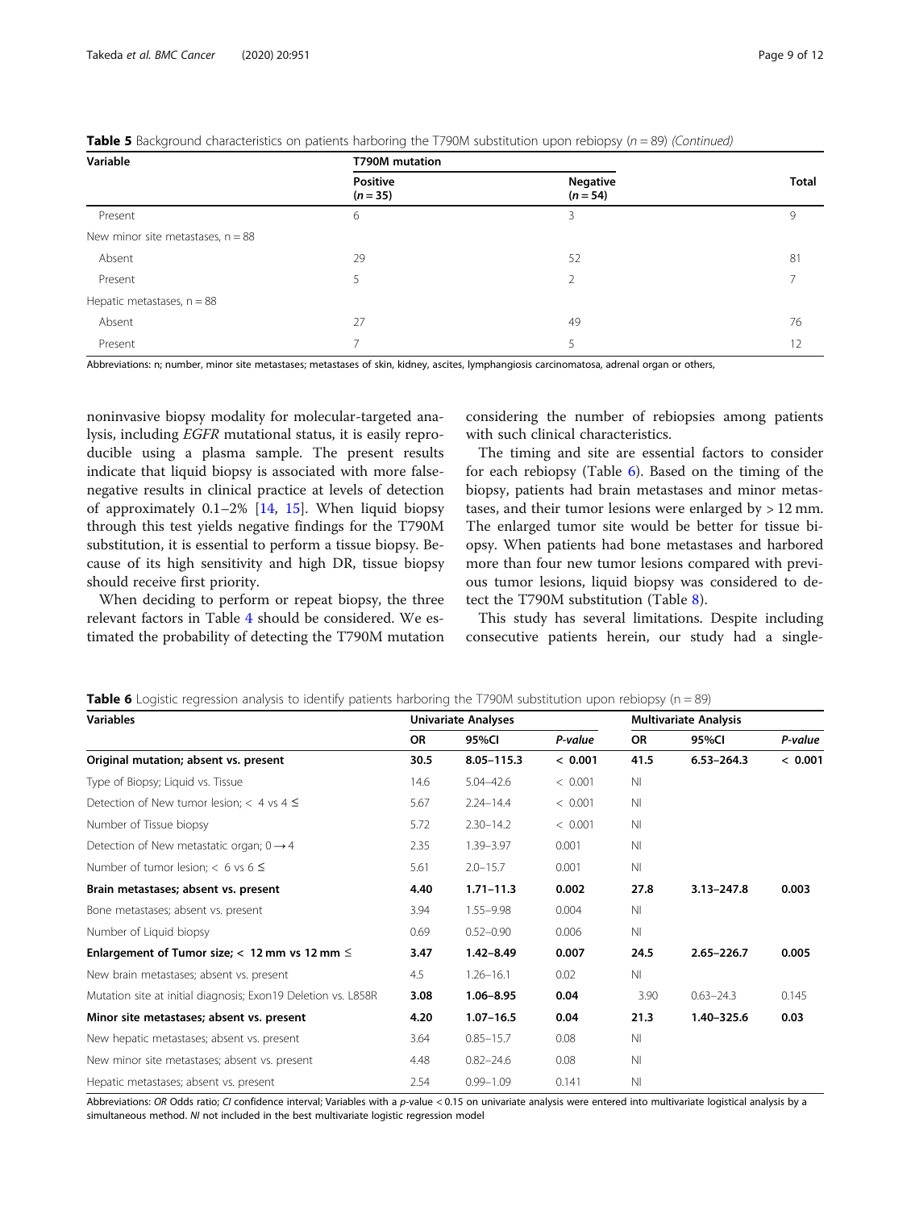**Table 5** Background characteristics on patients harboring the T790M substitution upon rebiopsy ($n = 89$) *(Continued)*

| Variable | T790M mutation | | Total |
|---|---|---|---|
| | Positive ($n = 35$) | Negative ($n = 54$) | |
| Present | 6 | 3 | 9 |
| New minor site metastases, n = 88 | | | |
| Absent | 29 | 52 | 81 |
| Present | 5 | 2 | 7 |
| Hepatic metastases, n = 88 | | | |
| Absent | 27 | 49 | 76 |
| Present | 7 | 5 | 12 |

Abbreviations: n; number, minor site metastases; metastases of skin, kidney, ascites, lymphangiosis carcinomatosa, adrenal organ or others,

noninvasive biopsy modality for molecular-targeted analysis, including *EGFR* mutational status, it is easily reproducible using a plasma sample. The present results indicate that liquid biopsy is associated with more false-negative results in clinical practice at levels of detection of approximately 0.1–2% [14, 15]. When liquid biopsy through this test yields negative findings for the T790M substitution, it is essential to perform a tissue biopsy. Because of its high sensitivity and high DR, tissue biopsy should receive first priority.

When deciding to perform or repeat biopsy, the three relevant factors in Table 4 should be considered. We estimated the probability of detecting the T790M mutation considering the number of rebiopsies among patients with such clinical characteristics.

The timing and site are essential factors to consider for each rebiopsy (Table 6). Based on the timing of the biopsy, patients had brain metastases and minor metastases, and their tumor lesions were enlarged by > 12 mm. The enlarged tumor site would be better for tissue biopsy. When patients had bone metastases and harbored more than four new tumor lesions compared with previous tumor lesions, liquid biopsy was considered to detect the T790M substitution (Table 8).

This study has several limitations. Despite including consecutive patients herein, our study had a single-

**Table 6** Logistic regression analysis to identify patients harboring the T790M substitution upon rebiopsy (n = 89)

| Variables | Univariate Analyses | | | Multivariate Analysis | | |
|---|---|---|---|---|---|---|
| | OR | 95%CI | P-value | OR | 95%CI | P-value |
| **Original mutation; absent vs. present** | **30.5** | **8.05–115.3** | **< 0.001** | **41.5** | **6.53–264.3** | **< 0.001** |
| Type of Biopsy; Liquid vs. Tissue | 14.6 | 5.04–42.6 | < 0.001 | NI | | |
| Detection of New tumor lesion; < 4 vs 4 ≤ | 5.67 | 2.24–14.4 | < 0.001 | NI | | |
| Number of Tissue biopsy | 5.72 | 2.30–14.2 | < 0.001 | NI | | |
| Detection of New metastatic organ; 0 → 4 | 2.35 | 1.39–3.97 | 0.001 | NI | | |
| Number of tumor lesion; < 6 vs 6 ≤ | 5.61 | 2.0–15.7 | 0.001 | NI | | |
| **Brain metastases; absent vs. present** | **4.40** | **1.71–11.3** | **0.002** | **27.8** | **3.13–247.8** | **0.003** |
| Bone metastases; absent vs. present | 3.94 | 1.55–9.98 | 0.004 | NI | | |
| Number of Liquid biopsy | 0.69 | 0.52–0.90 | 0.006 | NI | | |
| **Enlargement of Tumor size; < 12 mm vs 12 mm ≤** | **3.47** | **1.42–8.49** | **0.007** | **24.5** | **2.65–226.7** | **0.005** |
| New brain metastases; absent vs. present | 4.5 | 1.26–16.1 | 0.02 | NI | | |
| Mutation site at initial diagnosis; Exon19 Deletion vs. L858R | **3.08** | **1.06–8.95** | **0.04** | 3.90 | 0.63–24.3 | 0.145 |
| **Minor site metastases; absent vs. present** | **4.20** | **1.07–16.5** | **0.04** | **21.3** | **1.40–325.6** | **0.03** |
| New hepatic metastases; absent vs. present | 3.64 | 0.85–15.7 | 0.08 | NI | | |
| New minor site metastases; absent vs. present | 4.48 | 0.82–24.6 | 0.08 | NI | | |
| Hepatic metastases; absent vs. present | 2.54 | 0.99–1.09 | 0.141 | NI | | |

Abbreviations: *OR* Odds ratio; *CI* confidence interval; Variables with a *p*-value < 0.15 on univariate analysis were entered into multivariate logistical analysis by a simultaneous method. *NI* not included in the best multivariate logistic regression model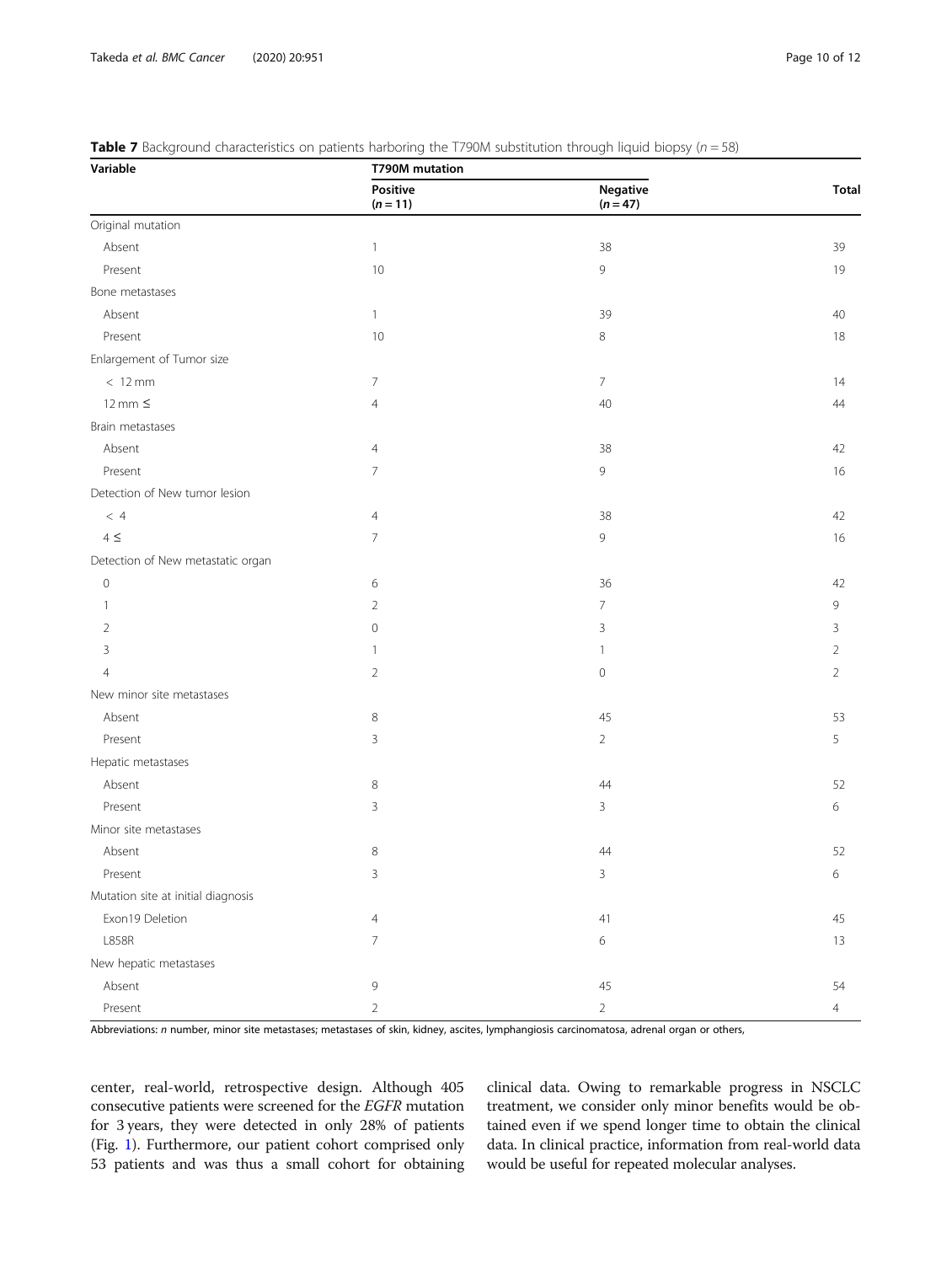**Table 7** Background characteristics on patients harboring the T790M substitution through liquid biopsy ($n = 58$)

| Variable | T790M mutation | | Total |
|---|---|---|---|
| | Positive ($n = 11$) | Negative ($n = 47$) | |
| Original mutation | | | |
| Absent | 1 | 38 | 39 |
| Present | 10 | 9 | 19 |
| Bone metastases | | | |
| Absent | 1 | 39 | 40 |
| Present | 10 | 8 | 18 |
| Enlargement of Tumor size | | | |
| < 12 mm | 7 | 7 | 14 |
| 12 mm ≤ | 4 | 40 | 44 |
| Brain metastases | | | |
| Absent | 4 | 38 | 42 |
| Present | 7 | 9 | 16 |
| Detection of New tumor lesion | | | |
| < 4 | 4 | 38 | 42 |
| 4 ≤ | 7 | 9 | 16 |
| Detection of New metastatic organ | | | |
| 0 | 6 | 36 | 42 |
| 1 | 2 | 7 | 9 |
| 2 | 0 | 3 | 3 |
| 3 | 1 | 1 | 2 |
| 4 | 2 | 0 | 2 |
| New minor site metastases | | | |
| Absent | 8 | 45 | 53 |
| Present | 3 | 2 | 5 |
| Hepatic metastases | | | |
| Absent | 8 | 44 | 52 |
| Present | 3 | 3 | 6 |
| Minor site metastases | | | |
| Absent | 8 | 44 | 52 |
| Present | 3 | 3 | 6 |
| Mutation site at initial diagnosis | | | |
| Exon19 Deletion | 4 | 41 | 45 |
| L858R | 7 | 6 | 13 |
| New hepatic metastases | | | |
| Absent | 9 | 45 | 54 |
| Present | 2 | 2 | 4 |

Abbreviations: *n* number, minor site metastases; metastases of skin, kidney, ascites, lymphangiosis carcinomatosa, adrenal organ or others,

center, real-world, retrospective design. Although 405 consecutive patients were screened for the *EGFR* mutation for 3 years, they were detected in only 28% of patients (Fig. 1). Furthermore, our patient cohort comprised only 53 patients and was thus a small cohort for obtaining clinical data. Owing to remarkable progress in NSCLC treatment, we consider only minor benefits would be obtained even if we spend longer time to obtain the clinical data. In clinical practice, information from real-world data would be useful for repeated molecular analyses.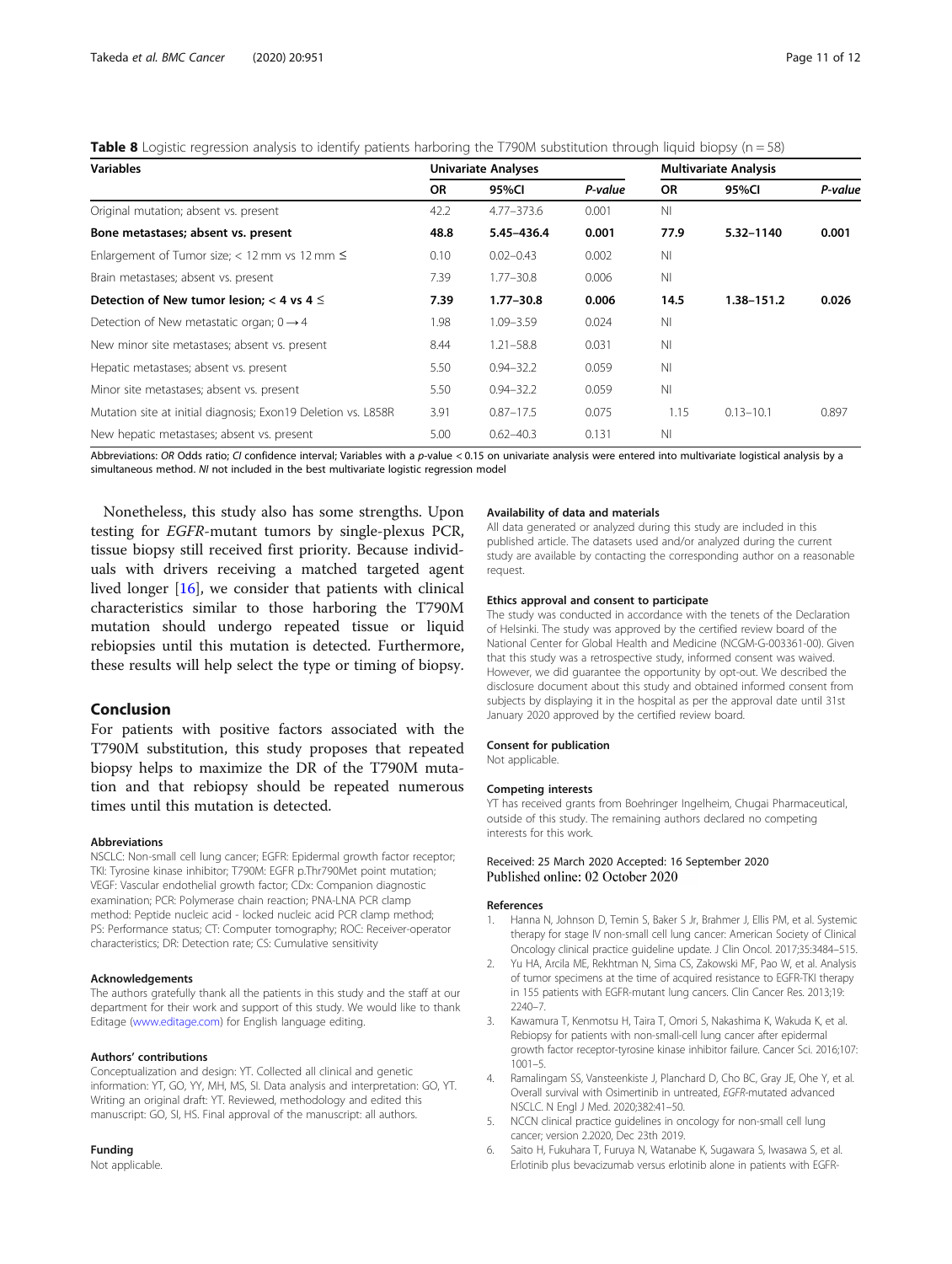**Table 8** Logistic regression analysis to identify patients harboring the T790M substitution through liquid biopsy (n = 58)

| Variables | Univariate Analyses | | | Multivariate Analysis | | |
|---|---|---|---|---|---|---|
| | OR | 95%CI | P-value | OR | 95%CI | P-value |
| Original mutation; absent vs. present | 42.2 | 4.77–373.6 | 0.001 | NI | | |
| **Bone metastases; absent vs. present** | **48.8** | **5.45–436.4** | **0.001** | **77.9** | **5.32–1140** | **0.001** |
| Enlargement of Tumor size; < 12 mm vs 12 mm ≤ | 0.10 | 0.02–0.43 | 0.002 | NI | | |
| Brain metastases; absent vs. present | 7.39 | 1.77–30.8 | 0.006 | NI | | |
| **Detection of New tumor lesion; < 4 vs 4 ≤** | **7.39** | **1.77–30.8** | **0.006** | **14.5** | **1.38–151.2** | **0.026** |
| Detection of New metastatic organ; 0 → 4 | 1.98 | 1.09–3.59 | 0.024 | NI | | |
| New minor site metastases; absent vs. present | 8.44 | 1.21–58.8 | 0.031 | NI | | |
| Hepatic metastases; absent vs. present | 5.50 | 0.94–32.2 | 0.059 | NI | | |
| Minor site metastases; absent vs. present | 5.50 | 0.94–32.2 | 0.059 | NI | | |
| Mutation site at initial diagnosis; Exon19 Deletion vs. L858R | 3.91 | 0.87–17.5 | 0.075 | 1.15 | 0.13–10.1 | 0.897 |
| New hepatic metastases; absent vs. present | 5.00 | 0.62–40.3 | 0.131 | NI | | |

Abbreviations: *OR* Odds ratio; *CI* confidence interval; Variables with a *p*-value < 0.15 on univariate analysis were entered into multivariate logistical analysis by a simultaneous method. *NI* not included in the best multivariate logistic regression model

Nonetheless, this study also has some strengths. Upon testing for *EGFR*-mutant tumors by single-plexus PCR, tissue biopsy still received first priority. Because individuals with drivers receiving a matched targeted agent lived longer [16], we consider that patients with clinical characteristics similar to those harboring the T790M mutation should undergo repeated tissue or liquid rebiopsies until this mutation is detected. Furthermore, these results will help select the type or timing of biopsy.

## Conclusion

For patients with positive factors associated with the T790M substitution, this study proposes that repeated biopsy helps to maximize the DR of the T790M mutation and that rebiopsy should be repeated numerous times until this mutation is detected.

#### Abbreviations

NSCLC: Non-small cell lung cancer; EGFR: Epidermal growth factor receptor; TKI: Tyrosine kinase inhibitor; T790M: EGFR p.Thr790Met point mutation; VEGF: Vascular endothelial growth factor; CDx: Companion diagnostic examination; PCR: Polymerase chain reaction; PNA-LNA PCR clamp method: Peptide nucleic acid - locked nucleic acid PCR clamp method; PS: Performance status; CT: Computer tomography; ROC: Receiver-operator characteristics; DR: Detection rate; CS: Cumulative sensitivity

#### Acknowledgements

The authors gratefully thank all the patients in this study and the staff at our department for their work and support of this study. We would like to thank Editage (www.editage.com) for English language editing.

#### Authors' contributions

Conceptualization and design: YT. Collected all clinical and genetic information: YT, GO, YY, MH, MS, SI. Data analysis and interpretation: GO, YT. Writing an original draft: YT. Reviewed, methodology and edited this manuscript: GO, SI, HS. Final approval of the manuscript: all authors.

#### Funding

Not applicable.

#### Availability of data and materials

All data generated or analyzed during this study are included in this published article. The datasets used and/or analyzed during the current study are available by contacting the corresponding author on a reasonable request.

#### Ethics approval and consent to participate

The study was conducted in accordance with the tenets of the Declaration of Helsinki. The study was approved by the certified review board of the National Center for Global Health and Medicine (NCGM-G-003361-00). Given that this study was a retrospective study, informed consent was waived. However, we did guarantee the opportunity by opt-out. We described the disclosure document about this study and obtained informed consent from subjects by displaying it in the hospital as per the approval date until 31st January 2020 approved by the certified review board.

#### Consent for publication

Not applicable.

#### Competing interests

YT has received grants from Boehringer Ingelheim, Chugai Pharmaceutical, outside of this study. The remaining authors declared no competing interests for this work.

Received: 25 March 2020 Accepted: 16 September 2020
Published online: 02 October 2020

#### References

1. Hanna N, Johnson D, Temin S, Baker S Jr, Brahmer J, Ellis PM, et al. Systemic therapy for stage IV non-small cell lung cancer: American Society of Clinical Oncology clinical practice guideline update. J Clin Oncol. 2017;35:3484–515.
2. Yu HA, Arcila ME, Rekhtman N, Sima CS, Zakowski MF, Pao W, et al. Analysis of tumor specimens at the time of acquired resistance to EGFR-TKI therapy in 155 patients with EGFR-mutant lung cancers. Clin Cancer Res. 2013;19:2240–7.
3. Kawamura T, Kenmotsu H, Taira T, Omori S, Nakashima K, Wakuda K, et al. Rebiopsy for patients with non-small-cell lung cancer after epidermal growth factor receptor-tyrosine kinase inhibitor failure. Cancer Sci. 2016;107:1001–5.
4. Ramalingam SS, Vansteenkiste J, Planchard D, Cho BC, Gray JE, Ohe Y, et al. Overall survival with Osimertinib in untreated, *EGFR*-mutated advanced NSCLC. N Engl J Med. 2020;382:41–50.
5. NCCN clinical practice guidelines in oncology for non-small cell lung cancer; version 2.2020, Dec 23th 2019.
6. Saito H, Fukuhara T, Furuya N, Watanabe K, Sugawara S, Iwasawa S, et al. Erlotinib plus bevacizumab versus erlotinib alone in patients with EGFR-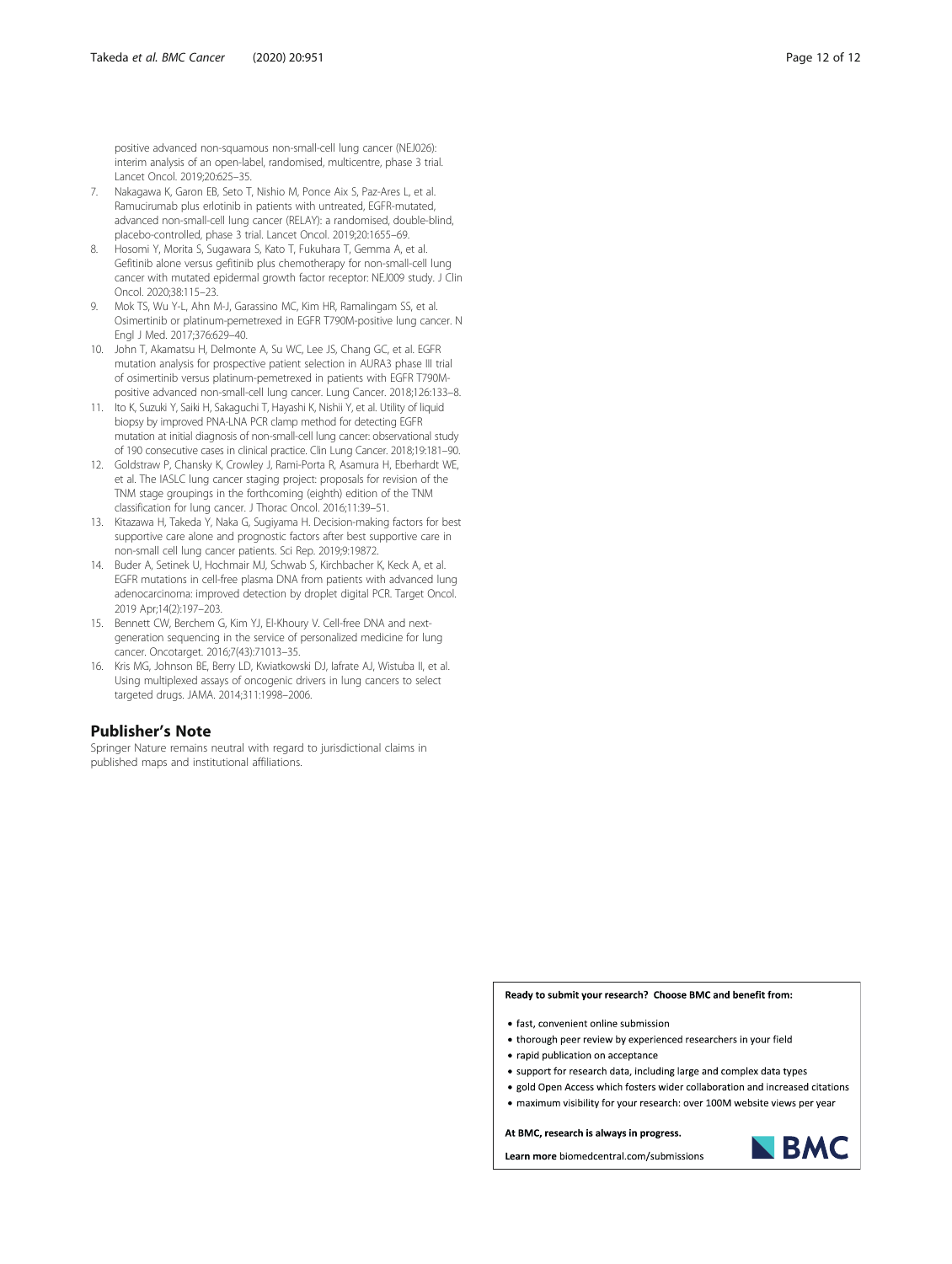positive advanced non-squamous non-small-cell lung cancer (NEJ026): interim analysis of an open-label, randomised, multicentre, phase 3 trial. Lancet Oncol. 2019;20:625–35.

7. Nakagawa K, Garon EB, Seto T, Nishio M, Ponce Aix S, Paz-Ares L, et al. Ramucirumab plus erlotinib in patients with untreated, EGFR-mutated, advanced non-small-cell lung cancer (RELAY): a randomised, double-blind, placebo-controlled, phase 3 trial. Lancet Oncol. 2019;20:1655–69.
8. Hosomi Y, Morita S, Sugawara S, Kato T, Fukuhara T, Gemma A, et al. Gefitinib alone versus gefitinib plus chemotherapy for non-small-cell lung cancer with mutated epidermal growth factor receptor: NEJ009 study. J Clin Oncol. 2020;38:115–23.
9. Mok TS, Wu Y-L, Ahn M-J, Garassino MC, Kim HR, Ramalingam SS, et al. Osimertinib or platinum-pemetrexed in EGFR T790M-positive lung cancer. N Engl J Med. 2017;376:629–40.
10. John T, Akamatsu H, Delmonte A, Su WC, Lee JS, Chang GC, et al. EGFR mutation analysis for prospective patient selection in AURA3 phase III trial of osimertinib versus platinum-pemetrexed in patients with EGFR T790M-positive advanced non-small-cell lung cancer. Lung Cancer. 2018;126:133–8.
11. Ito K, Suzuki Y, Saiki H, Sakaguchi T, Hayashi K, Nishii Y, et al. Utility of liquid biopsy by improved PNA-LNA PCR clamp method for detecting EGFR mutation at initial diagnosis of non-small-cell lung cancer: observational study of 190 consecutive cases in clinical practice. Clin Lung Cancer. 2018;19:181–90.
12. Goldstraw P, Chansky K, Crowley J, Rami-Porta R, Asamura H, Eberhardt WE, et al. The IASLC lung cancer staging project: proposals for revision of the TNM stage groupings in the forthcoming (eighth) edition of the TNM classification for lung cancer. J Thorac Oncol. 2016;11:39–51.
13. Kitazawa H, Takeda Y, Naka G, Sugiyama H. Decision-making factors for best supportive care alone and prognostic factors after best supportive care in non-small cell lung cancer patients. Sci Rep. 2019;9:19872.
14. Buder A, Setinek U, Hochmair MJ, Schwab S, Kirchbacher K, Keck A, et al. EGFR mutations in cell-free plasma DNA from patients with advanced lung adenocarcinoma: improved detection by droplet digital PCR. Target Oncol. 2019 Apr;14(2):197–203.
15. Bennett CW, Berchem G, Kim YJ, El-Khoury V. Cell-free DNA and next-generation sequencing in the service of personalized medicine for lung cancer. Oncotarget. 2016;7(43):71013–35.
16. Kris MG, Johnson BE, Berry LD, Kwiatkowski DJ, Iafrate AJ, Wistuba II, et al. Using multiplexed assays of oncogenic drivers in lung cancers to select targeted drugs. JAMA. 2014;311:1998–2006.

## Publisher's Note

Springer Nature remains neutral with regard to jurisdictional claims in published maps and institutional affiliations.

**Ready to submit your research? Choose BMC and benefit from:**

- fast, convenient online submission
- thorough peer review by experienced researchers in your field
- rapid publication on acceptance
- support for research data, including large and complex data types
- gold Open Access which fosters wider collaboration and increased citations
- maximum visibility for your research: over 100M website views per year

**At BMC, research is always in progress.**

**Learn more** biomedcentral.com/submissions